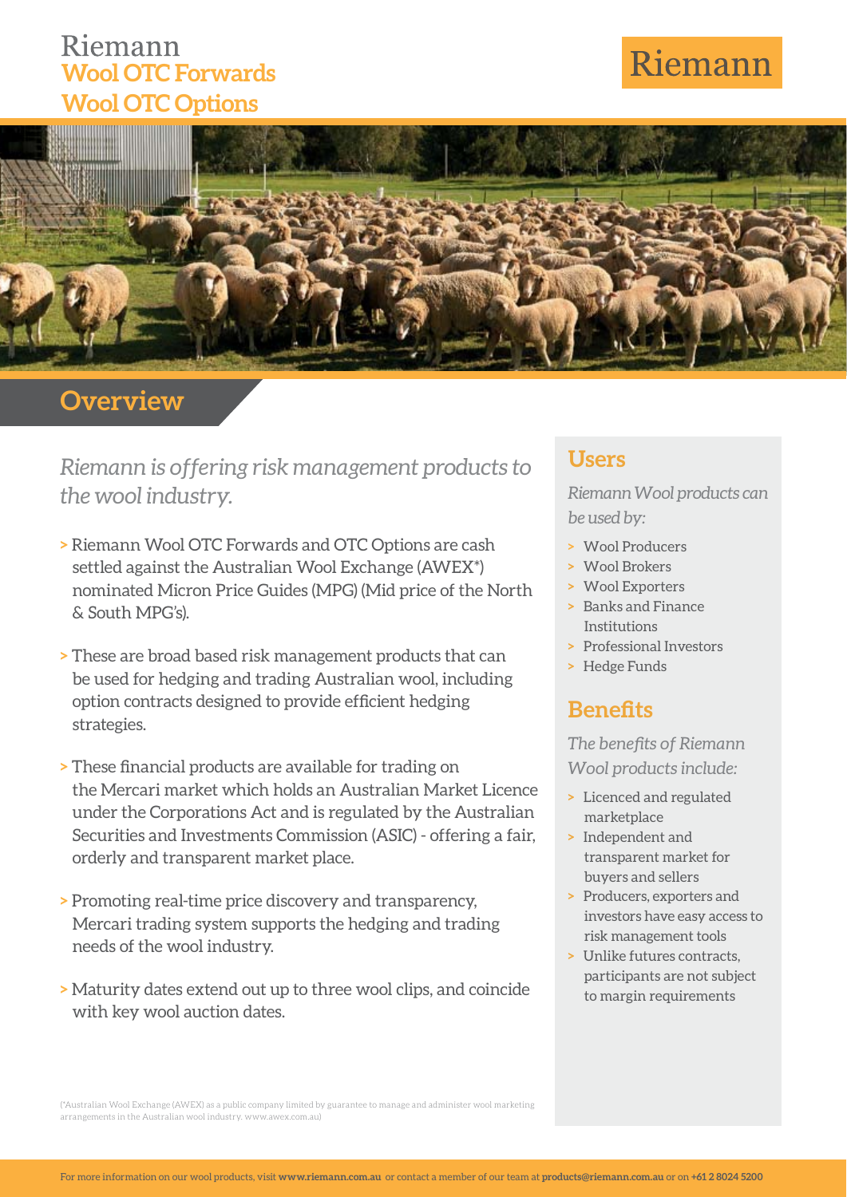# Riemann

## Wool OTC Forwards

## Wool OTC Options

Riemann

## Overview

*Riemann is offering risk management products to the wool industry.*

> Riemann Wool OTC Forwards and OTC Options are cash settled against the Australian Wool Exchange (AWEX*) nominated Micron Price Guides (MPG) (Mid price of the North & South MPG's).

> These are broad based risk management products that can be used for hedging and trading Australian wool, including option contracts designed to provide efficient hedging strategies.

> These financial products are available for trading on the Mercari market which holds an Australian Market Licence under the Corporations Act and is regulated by the Australian Securities and Investments Commission (ASIC) - offering a fair, orderly and transparent market place.

> Promoting real-time price discovery and transparency, Mercari trading system supports the hedging and trading needs of the wool industry.

> Maturity dates extend out up to three wool clips, and coincide with key wool auction dates.

(*Australian Wool Exchange (AWEX) as a public company limited by guarantee to manage and administer wool marketing arrangements in the Australian wool industry. www.awex.com.au)

## Users

*Riemann Wool products can be used by:*

> Wool Producers
> Wool Brokers
> Wool Exporters
> Banks and Finance Institutions
> Professional Investors
> Hedge Funds

## Benefits

*The benefits of Riemann Wool products include:*

> Licenced and regulated marketplace
> Independent and transparent market for buyers and sellers
> Producers, exporters and investors have easy access to risk management tools
> Unlike futures contracts, participants are not subject to margin requirements

For more information on our wool products, visit **www.riemann.com.au** or contact a member of our team at **products@riemann.com.au** or on **+61 2 8024 5200**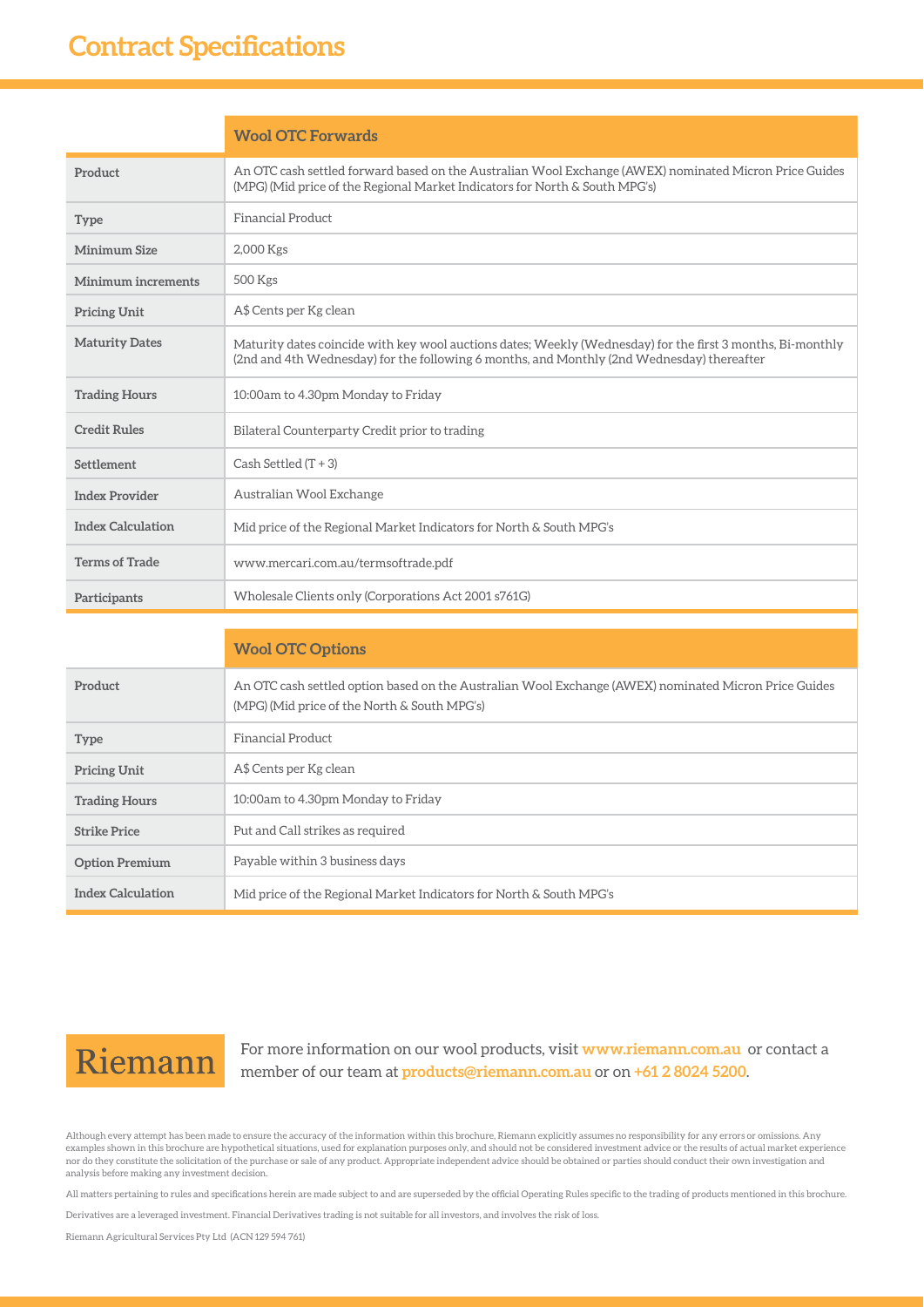# Contract Specifications

| | Wool OTC Forwards |
|---|---|
| **Product** | An OTC cash settled forward based on the Australian Wool Exchange (AWEX) nominated Micron Price Guides (MPG) (Mid price of the Regional Market Indicators for North & South MPG's) |
| **Type** | Financial Product |
| **Minimum Size** | 2,000 Kgs |
| **Minimum increments** | 500 Kgs |
| **Pricing Unit** | A$ Cents per Kg clean |
| **Maturity Dates** | Maturity dates coincide with key wool auctions dates; Weekly (Wednesday) for the first 3 months, Bi-monthly (2nd and 4th Wednesday) for the following 6 months, and Monthly (2nd Wednesday) thereafter |
| **Trading Hours** | 10:00am to 4.30pm Monday to Friday |
| **Credit Rules** | Bilateral Counterparty Credit prior to trading |
| **Settlement** | Cash Settled (T + 3) |
| **Index Provider** | Australian Wool Exchange |
| **Index Calculation** | Mid price of the Regional Market Indicators for North & South MPG's |
| **Terms of Trade** | www.mercari.com.au/termsoftrade.pdf |
| **Participants** | Wholesale Clients only (Corporations Act 2001 s761G) |

| | Wool OTC Options |
|---|---|
| **Product** | An OTC cash settled option based on the Australian Wool Exchange (AWEX) nominated Micron Price Guides (MPG) (Mid price of the North & South MPG's) |
| **Type** | Financial Product |
| **Pricing Unit** | A$ Cents per Kg clean |
| **Trading Hours** | 10:00am to 4.30pm Monday to Friday |
| **Strike Price** | Put and Call strikes as required |
| **Option Premium** | Payable within 3 business days |
| **Index Calculation** | Mid price of the Regional Market Indicators for North & South MPG's |

Riemann

For more information on our wool products, visit **www.riemann.com.au** or contact a member of our team at **products@riemann.com.au** or on **+61 2 8024 5200**.

Although every attempt has been made to ensure the accuracy of the information within this brochure, Riemann explicitly assumes no responsibility for any errors or omissions. Any examples shown in this brochure are hypothetical situations, used for explanation purposes only, and should not be considered investment advice or the results of actual market experience nor do they constitute the solicitation of the purchase or sale of any product. Appropriate independent advice should be obtained or parties should conduct their own investigation and analysis before making any investment decision.

All matters pertaining to rules and specifications herein are made subject to and are superseded by the official Operating Rules specific to the trading of products mentioned in this brochure.

Derivatives are a leveraged investment. Financial Derivatives trading is not suitable for all investors, and involves the risk of loss.

Riemann Agricultural Services Pty Ltd (ACN 129 594 761)